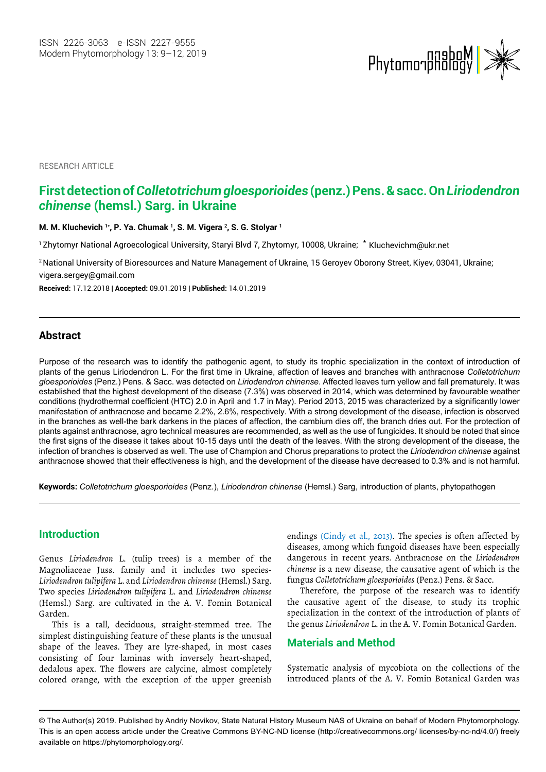RESEARCH ARTICLE

# First detection of *Colletotrichum gloesporioides* (penz.) Pens. & sacc. On *Liriodendron chinense* (hemsl.) Sarg. in Ukraine

**M. M. Kluchevich [1*], P. Ya. Chumak [1], S. M. Vigera [2], S. G. Stolyar [1]**

[1] Zhytomyr National Agroecological University, Staryi Blvd 7, Zhytomyr, 10008, Ukraine; * Kluchevichm@ukr.net

[2] National University of Bioresources and Nature Management of Ukraine, 15 Geroyev Oborony Street, Kiyev, 03041, Ukraine; vigera.sergey@gmail.com

**Received:** 17.12.2018 | **Accepted:** 09.01.2019 | **Published:** 14.01.2019

## Abstract

Purpose of the research was to identify the pathogenic agent, to study its trophic specialization in the context of introduction of plants of the genus Liriodendron L. For the first time in Ukraine, affection of leaves and branches with anthracnose *Colletotrichum gloesporioides* (Penz.) Pens. & Sacc. was detected on *Liriodendron chinense*. Affected leaves turn yellow and fall prematurely. It was established that the highest development of the disease (7.3%) was observed in 2014, which was determined by favourable weather conditions (hydrothermal coefficient (HTC) 2.0 in April and 1.7 in May). Period 2013, 2015 was characterized by a significantly lower manifestation of anthracnose and became 2.2%, 2.6%, respectively. With a strong development of the disease, infection is observed in the branches as well-the bark darkens in the places of affection, the cambium dies off, the branch dries out. For the protection of plants against anthracnose, agro technical measures are recommended, as well as the use of fungicides. It should be noted that since the first signs of the disease it takes about 10-15 days until the death of the leaves. With the strong development of the disease, the infection of branches is observed as well. The use of Champion and Chorus preparations to protect the *Liriodendron chinense* against anthracnose showed that their effectiveness is high, and the development of the disease have decreased to 0.3% and is not harmful.

**Keywords:** *Colletotrichum gloesporioides* (Penz.), *Liriodendron chinense* (Hemsl.) Sarg, introduction of plants, phytopathogen

## Introduction

Genus *Liriodendron* L. (tulip trees) is a member of the Magnoliaceae Juss. family and it includes two species- *Liriodendron tulipifera* L. and *Liriodendron chinense* (Hemsl.) Sarg. Two species *Liriodendron tulipifera* L. and *Liriodendron chinense* (Hemsl.) Sarg. are cultivated in the A. V. Fomin Botanical Garden.

This is a tall, deciduous, straight-stemmed tree. The simplest distinguishing feature of these plants is the unusual shape of the leaves. They are lyre-shaped, in most cases consisting of four laminas with inversely heart-shaped, dedalous apex. The flowers are calycine, almost completely colored orange, with the exception of the upper greenish endings (Cindy et al., 2013). The species is often affected by diseases, among which fungoid diseases have been especially dangerous in recent years. Anthracnose on the *Liriodendron chinense* is a new disease, the causative agent of which is the fungus *Colletotrichum gloesporioides* (Penz.) Pens. & Sacc.

Therefore, the purpose of the research was to identify the causative agent of the disease, to study its trophic specialization in the context of the introduction of plants of the genus *Liriodendron* L. in the A. V. Fomin Botanical Garden.

## Materials and Method

Systematic analysis of mycobiota on the collections of the introduced plants of the A. V. Fomin Botanical Garden was

© The Author(s) 2019. Published by Andriy Novikov, State Natural History Museum NAS of Ukraine on behalf of Modern Phytomorphology. This is an open access article under the Creative Commons BY-NC-ND license (http://creativecommons.org/ licenses/by-nc-nd/4.0/) freely available on https://phytomorphology.org/.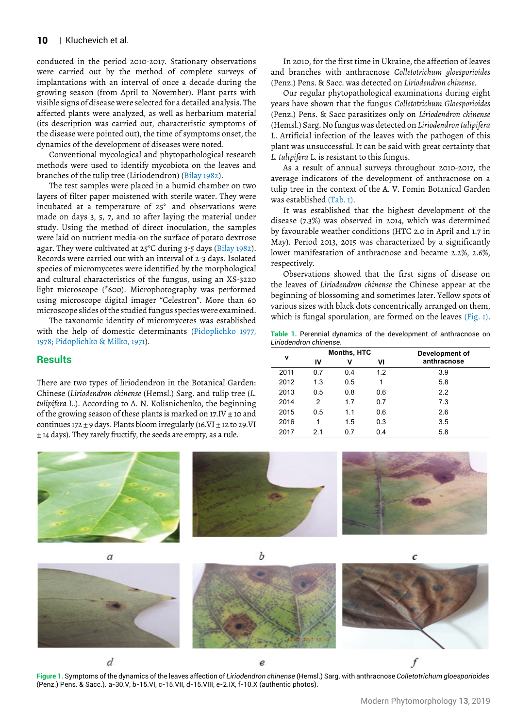conducted in the period 2010-2017. Stationary observations were carried out by the method of complete surveys of implantations with an interval of once a decade during the growing season (from April to November). Plant parts with visible signs of disease were selected for a detailed analysis. The affected plants were analyzed, as well as herbarium material (its description was carried out, characteristic symptoms of the disease were pointed out), the time of symptoms onset, the dynamics of the development of diseases were noted.

Conventional mycological and phytopathological research methods were used to identify mycobiota on the leaves and branches of the tulip tree (Liriodendron) (Bilay 1982).

The test samples were placed in a humid chamber on two layers of filter paper moistened with sterile water. They were incubated at a temperature of 25° and observations were made on days 3, 5, 7, and 10 after laying the material under study. Using the method of direct inoculation, the samples were laid on nutrient media-on the surface of potato dextrose agar. They were cultivated at 25°C during 3-5 days (Bilay 1982). Records were carried out with an interval of 2-3 days. Isolated species of micromycetes were identified by the morphological and cultural characteristics of the fungus, using an XS-3220 light microscope (*600). Microphotography was performed using microscope digital imager "Celestron". More than 60 microscope slides of the studied fungus species were examined.

The taxonomic identity of micromycetes was established with the help of domestic determinants (Pidoplichko 1977, 1978; Pidoplichko & Milko, 1971).

## Results

There are two types of liriodendron in the Botanical Garden: Chinese (*Liriodendron chinense* (Hemsl.) Sarg. and tulip tree (*L. tulipifera* L.). According to A. N. Kolisnichenko, the beginning of the growing season of these plants is marked on 17.IV ± 10 and continues 172 ± 9 days. Plants bloom irregularly (16.VI ± 12 to 29.VI ± 14 days). They rarely fructify, the seeds are empty, as a rule.

In 2010, for the first time in Ukraine, the affection of leaves and branches with anthracnose *Colletotrichum gloesporioides* (Penz.) Pens. & Sacc. was detected on *Liriodendron chinense*.

Our regular phytopathological examinations during eight years have shown that the fungus *Colletotrichum Gloesporioides* (Penz.) Pens. & Sacc parasitizes only on *Liriodendron chinense* (Hemsl.) Sarg. No fungus was detected on *Liriodendron tulipifera* L. Artificial infection of the leaves with the pathogen of this plant was unsuccessful. It can be said with great certainty that *L. tulipifera* L. is resistant to this fungus.

As a result of annual surveys throughout 2010-2017, the average indicators of the development of anthracnose on a tulip tree in the context of the A. V. Fomin Botanical Garden was established (Tab. 1).

It was established that the highest development of the disease (7.3%) was observed in 2014, which was determined by favourable weather conditions (HTC 2.0 in April and 1.7 in May). Period 2013, 2015 was characterized by a significantly lower manifestation of anthracnose and became 2.2%, 2.6%, respectively.

Observations showed that the first signs of disease on the leaves of *Liriodendron chinense* the Chinese appear at the beginning of blossoming and sometimes later. Yellow spots of various sizes with black dots concentrically arranged on them, which is fungal sporulation, are formed on the leaves (Fig. 1).

**Table 1.** Perennial dynamics of the development of anthracnose on *Liriodendron chinense*.

| v | Months, HTC | | | Development of anthracnose |
|---|---|---|---|---|
| | IV | V | VI | |
| 2011 | 0.7 | 0.4 | 1.2 | 3.9 |
| 2012 | 1.3 | 0.5 | 1 | 5.8 |
| 2013 | 0.5 | 0.8 | 0.6 | 2.2 |
| 2014 | 2 | 1.7 | 0.7 | 7.3 |
| 2015 | 0.5 | 1.1 | 0.6 | 2.6 |
| 2016 | 1 | 1.5 | 0.3 | 3.5 |
| 2017 | 2.1 | 0.7 | 0.4 | 5.8 |

**Figure 1.** Symptoms of the dynamics of the leaves affection of *Liriodendron chinense* (Hemsl.) Sarg. with anthracnose *Colletotrichum gloesporioides* (Penz.) Pens. & Sacc.). a-30.V, b-15.VI, c-15.VII, d-15.VIII, e-2.IX, f-10.X (authentic photos).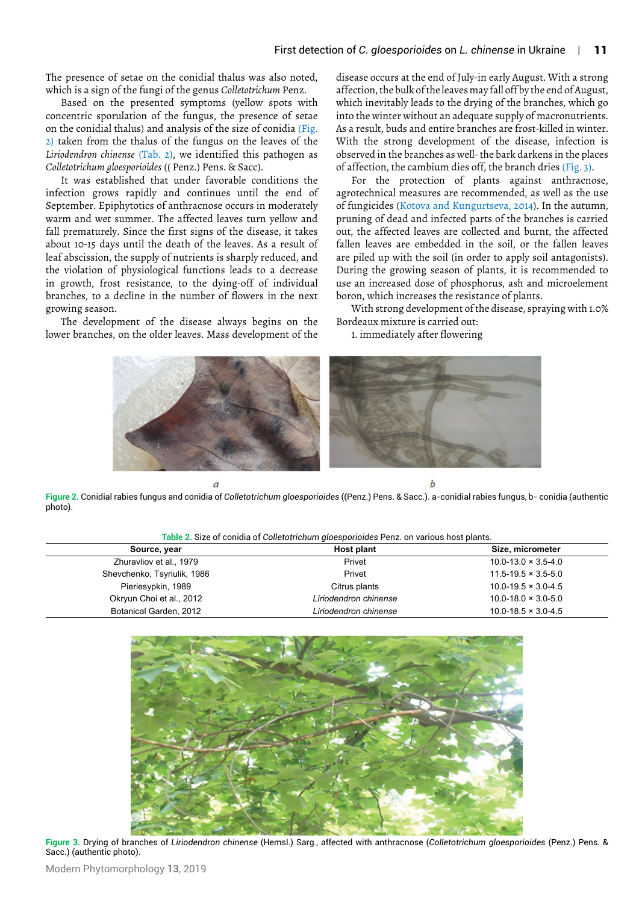The presence of setae on the conidial thalus was also noted, which is a sign of the fungi of the genus *Colletotrichum* Penz.

Based on the presented symptoms (yellow spots with concentric sporulation of the fungus, the presence of setae on the conidial thalus) and analysis of the size of conidia (Fig. 2) taken from the thalus of the fungus on the leaves of the *Liriodendron chinense* (Tab. 2), we identified this pathogen as *Colletotrichum gloesporioides* (( Penz.) Pens. & Sacc).

It was established that under favorable conditions the infection grows rapidly and continues until the end of September. Epiphytotics of anthracnose occurs in moderately warm and wet summer. The affected leaves turn yellow and fall prematurely. Since the first signs of the disease, it takes about 10-15 days until the death of the leaves. As a result of leaf abscission, the supply of nutrients is sharply reduced, and the violation of physiological functions leads to a decrease in growth, frost resistance, to the dying-off of individual branches, to a decline in the number of flowers in the next growing season.

The development of the disease always begins on the lower branches, on the older leaves. Mass development of the disease occurs at the end of July-in early August. With a strong affection, the bulk of the leaves may fall off by the end of August, which inevitably leads to the drying of the branches, which go into the winter without an adequate supply of macronutrients. As a result, buds and entire branches are frost-killed in winter. With the strong development of the disease, infection is observed in the branches as well- the bark darkens in the places of affection, the cambium dies off, the branch dries (Fig. 3).

For the protection of plants against anthracnose, agrotechnical measures are recommended, as well as the use of fungicides (Kotova and Kungurtseva, 2014). In the autumn, pruning of dead and infected parts of the branches is carried out, the affected leaves are collected and burnt, the affected fallen leaves are embedded in the soil, or the fallen leaves are piled up with the soil (in order to apply soil antagonists). During the growing season of plants, it is recommended to use an increased dose of phosphorus, ash and microelement boron, which increases the resistance of plants.

With strong development of the disease, spraying with 1.0% Bordeaux mixture is carried out:

1. immediately after flowering

a

b

**Figure 2.** Conidial rabies fungus and conidia of *Colletotrichum gloesporioides* ((Penz.) Pens. & Sacc.). a-conidial rabies fungus, b- conidia (authentic photo).

**Table 2.** Size of conidia of *Colletotrichum gloesporioides* Penz. on various host plants.

| Source, year | Host plant | Size, micrometer |
|---|---|---|
| Zhuravliov et al., 1979 | Privet | 10.0-13.0 × 3.5-4.0 |
| Shevchenko, Tsyriulik, 1986 | Privet | 11.5-19.5 × 3.5-5.0 |
| Pieriesypkin, 1989 | Citrus plants | 10.0-19.5 × 3.0-4.5 |
| Okryun Choi et al., 2012 | *Liriodendron chinense* | 10.0-18.0 × 3.0-5.0 |
| Botanical Garden, 2012 | *Liriodendron chinense* | 10.0-18.5 × 3.0-4.5 |

**Figure 3.** Drying of branches of *Liriodendron chinense* (Hemsl.) Sarg., affected with anthracnose (*Colletotrichum gloesporioides* (Penz.) Pens. & Sacc.) (authentic photo).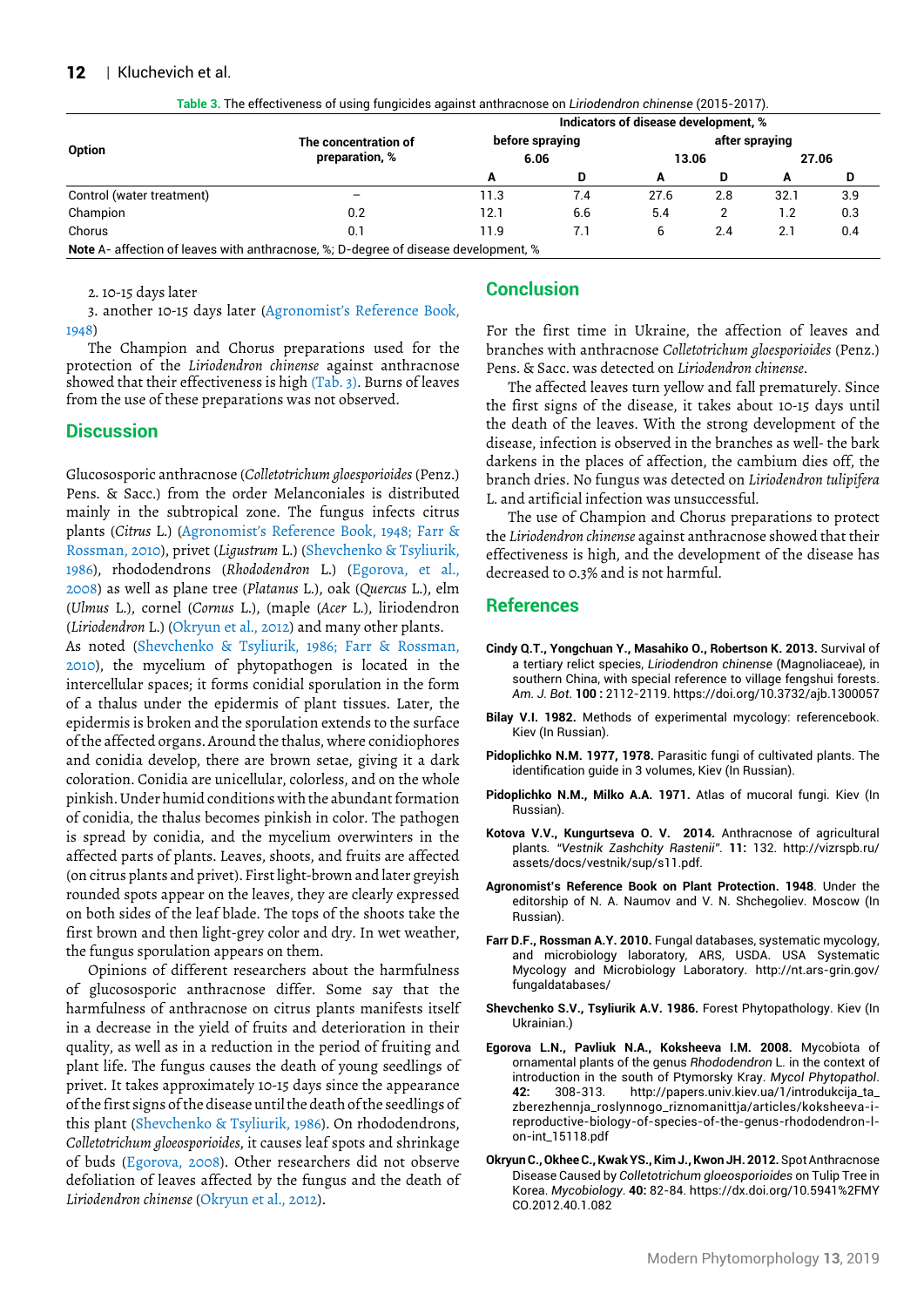**Table 3.** The effectiveness of using fungicides against anthracnose on *Liriodendron chinense* (2015-2017).

| Option | The concentration of preparation, % | Indicators of disease development, % | | | | | |
|---|---|---|---|---|---|---|---|
| | | before spraying | | after spraying | | | |
| | | 6.06 | | 13.06 | | 27.06 | |
| | | A | D | A | D | A | D |
| Control (water treatment) | – | 11.3 | 7.4 | 27.6 | 2.8 | 32.1 | 3.9 |
| Champion | 0.2 | 12.1 | 6.6 | 5.4 | 2 | 1.2 | 0.3 |
| Chorus | 0.1 | 11.9 | 7.1 | 6 | 2.4 | 2.1 | 0.4 |

**Note** A- affection of leaves with anthracnose, %; D-degree of disease development, %

2. 10-15 days later

3. another 10-15 days later (Agronomist's Reference Book, 1948)

The Champion and Chorus preparations used for the protection of the *Liriodendron chinense* against anthracnose showed that their effectiveness is high (Tab. 3). Burns of leaves from the use of these preparations was not observed.

## Discussion

Glucososporic anthracnose (*Colletotrichum gloesporioides* (Penz.) Pens. & Sacc.) from the order Melanconiales is distributed mainly in the subtropical zone. The fungus infects citrus plants (*Citrus* L.) (Agronomist's Reference Book, 1948; Farr & Rossman, 2010), privet (*Ligustrum* L.) (Shevchenko & Tsyliurik, 1986), rhododendrons (*Rhododendron* L.) (Egorova, et al., 2008) as well as plane tree (*Platanus* L.), oak (*Quercus* L.), elm (*Ulmus* L.), cornel (*Cornus* L.), (maple (*Acer* L.), liriodendron (*Liriodendron* L.) (Okryun et al., 2012) and many other plants.

As noted (Shevchenko & Tsyliurik, 1986; Farr & Rossman, 2010), the mycelium of phytopathogen is located in the intercellular spaces; it forms conidial sporulation in the form of a thalus under the epidermis of plant tissues. Later, the epidermis is broken and the sporulation extends to the surface of the affected organs. Around the thalus, where conidiophores and conidia develop, there are brown setae, giving it a dark coloration. Conidia are unicellular, colorless, and on the whole pinkish. Under humid conditions with the abundant formation of conidia, the thalus becomes pinkish in color. The pathogen is spread by conidia, and the mycelium overwinters in the affected parts of plants. Leaves, shoots, and fruits are affected (on citrus plants and privet). First light-brown and later greyish rounded spots appear on the leaves, they are clearly expressed on both sides of the leaf blade. The tops of the shoots take the first brown and then light-grey color and dry. In wet weather, the fungus sporulation appears on them.

Opinions of different researchers about the harmfulness of glucososporic anthracnose differ. Some say that the harmfulness of anthracnose on citrus plants manifests itself in a decrease in the yield of fruits and deterioration in their quality, as well as in a reduction in the period of fruiting and plant life. The fungus causes the death of young seedlings of privet. It takes approximately 10-15 days since the appearance of the first signs of the disease until the death of the seedlings of this plant (Shevchenko & Tsyliurik, 1986). On rhododendrons, *Colletotrichum gloeosporioides*, it causes leaf spots and shrinkage of buds (Egorova, 2008). Other researchers did not observe defoliation of leaves affected by the fungus and the death of *Liriodendron chinense* (Okryun et al., 2012).

## Conclusion

For the first time in Ukraine, the affection of leaves and branches with anthracnose *Colletotrichum gloesporioides* (Penz.) Pens. & Sacc. was detected on *Liriodendron chinense*.

The affected leaves turn yellow and fall prematurely. Since the first signs of the disease, it takes about 10-15 days until the death of the leaves. With the strong development of the disease, infection is observed in the branches as well- the bark darkens in the places of affection, the cambium dies off, the branch dries. No fungus was detected on *Liriodendron tulipifera* L. and artificial infection was unsuccessful.

The use of Champion and Chorus preparations to protect the *Liriodendron chinense* against anthracnose showed that their effectiveness is high, and the development of the disease has decreased to 0.3% and is not harmful.

## References

**Cindy Q.T., Yongchuan Y., Masahiko O., Robertson K. 2013.** Survival of a tertiary relict species, *Liriodendron chinense* (Magnoliaceae), in southern China, with special reference to village fengshui forests. *Am. J. Bot.* **100 :** 2112-2119. https://doi.org/10.3732/ajb.1300057

**Bilay V.I. 1982.** Methods of experimental mycology: referencebook. Kiev (In Russian).

**Pidoplichko N.M. 1977, 1978.** Parasitic fungi of cultivated plants. The identification guide in 3 volumes, Kiev (In Russian).

**Pidoplichko N.M., Milko A.A. 1971.** Atlas of mucoral fungi. Kiev (In Russian).

**Kotova V.V., Kungurtseva O. V. 2014.** Anthracnose of agricultural plants. *"Vestnik Zashchity Rastenii"*. **11:** 132. http://vizrspb.ru/assets/docs/vestnik/sup/s11.pdf.

**Agronomist's Reference Book on Plant Protection. 1948.** Under the editorship of N. A. Naumov and V. N. Shchegoliev. Moscow (In Russian).

**Farr D.F., Rossman A.Y. 2010.** Fungal databases, systematic mycology, and microbiology laboratory, ARS, USDA. USA Systematic Mycology and Microbiology Laboratory. http://nt.ars-grin.gov/fungaldatabases/

**Shevchenko S.V., Tsyliurik A.V. 1986.** Forest Phytopathology. Kiev (In Ukrainian.)

**Egorova L.N., Pavliuk N.A., Koksheeva I.M. 2008.** Mycobiota of ornamental plants of the genus *Rhododendron* L. in the context of introduction in the south of Ptymorsky Kray. *Mycol Phytopathol*. **42:** 308-313. http://papers.univ.kiev.ua/1/introdukcija_ta_zberezhennja_riznomanittja/articles/koksheeva-i-reproductive-biology-of-species-of-the-genus-rhododendron-l-on-int_15118.pdf

**Okryun C., Okhee C., Kwak YS., Kim J., Kwon JH. 2012.** Spot Anthracnose Disease Caused by *Colletotrichum gloeosporioides* on Tulip Tree in Korea. *Mycobiology*. **40:** 82-84. https://dx.doi.org/10.5941%2FMYCO.2012.40.1.082